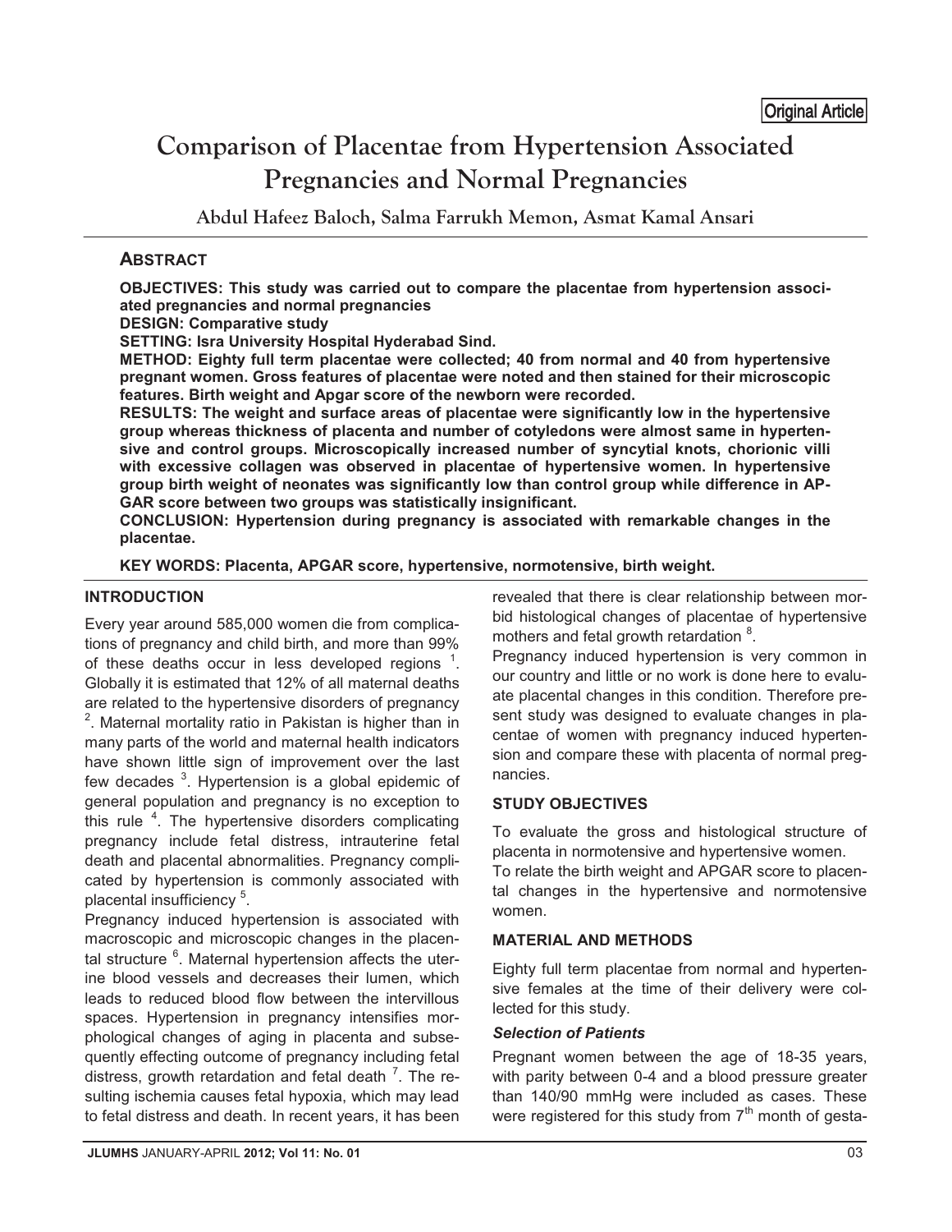Original Article

# Comparison of Placentae from Hypertension Associated Pregnancies and Normal Pregnancies

**Abdul Hafeez Baloch, Salma Farrukh Memon, Asmat Kamal Ansari**

## ABSTRACT

**OBJECTIVES: This study was carried out to compare the placentae from hypertension associated pregnancies and normal pregnancies**

**DESIGN: Comparative study**

**SETTING: Isra University Hospital Hyderabad Sind.**

**METHOD: Eighty full term placentae were collected; 40 from normal and 40 from hypertensive pregnant women. Gross features of placentae were noted and then stained for their microscopic features. Birth weight and Apgar score of the newborn were recorded.**

**RESULTS: The weight and surface areas of placentae were significantly low in the hypertensive group whereas thickness of placenta and number of cotyledons were almost same in hypertensive and control groups. Microscopically increased number of syncytial knots, chorionic villi with excessive collagen was observed in placentae of hypertensive women. In hypertensive group birth weight of neonates was significantly low than control group while difference in APGAR score between two groups was statistically insignificant.**

**CONCLUSION: Hypertension during pregnancy is associated with remarkable changes in the placentae.**

**KEY WORDS: Placenta, APGAR score, hypertensive, normotensive, birth weight.**

## INTRODUCTION

Every year around 585,000 women die from complications of pregnancy and child birth, and more than 99% of these deaths occur in less developed regions [1]. Globally it is estimated that 12% of all maternal deaths are related to the hypertensive disorders of pregnancy [2]. Maternal mortality ratio in Pakistan is higher than in many parts of the world and maternal health indicators have shown little sign of improvement over the last few decades [3]. Hypertension is a global epidemic of general population and pregnancy is no exception to this rule [4]. The hypertensive disorders complicating pregnancy include fetal distress, intrauterine fetal death and placental abnormalities. Pregnancy complicated by hypertension is commonly associated with placental insufficiency [5].

Pregnancy induced hypertension is associated with macroscopic and microscopic changes in the placental structure [6]. Maternal hypertension affects the uterine blood vessels and decreases their lumen, which leads to reduced blood flow between the intervillous spaces. Hypertension in pregnancy intensifies morphological changes of aging in placenta and subsequently effecting outcome of pregnancy including fetal distress, growth retardation and fetal death [7]. The resulting ischemia causes fetal hypoxia, which may lead to fetal distress and death. In recent years, it has been revealed that there is clear relationship between morbid histological changes of placentae of hypertensive mothers and fetal growth retardation [8].

Pregnancy induced hypertension is very common in our country and little or no work is done here to evaluate placental changes in this condition. Therefore present study was designed to evaluate changes in placentae of women with pregnancy induced hypertension and compare these with placenta of normal pregnancies.

## STUDY OBJECTIVES

To evaluate the gross and histological structure of placenta in normotensive and hypertensive women.

To relate the birth weight and APGAR score to placental changes in the hypertensive and normotensive women.

## MATERIAL AND METHODS

Eighty full term placentae from normal and hypertensive females at the time of their delivery were collected for this study.

### *Selection of Patients*

Pregnant women between the age of 18-35 years, with parity between 0-4 and a blood pressure greater than 140/90 mmHg were included as cases. These were registered for this study from 7th month of gesta-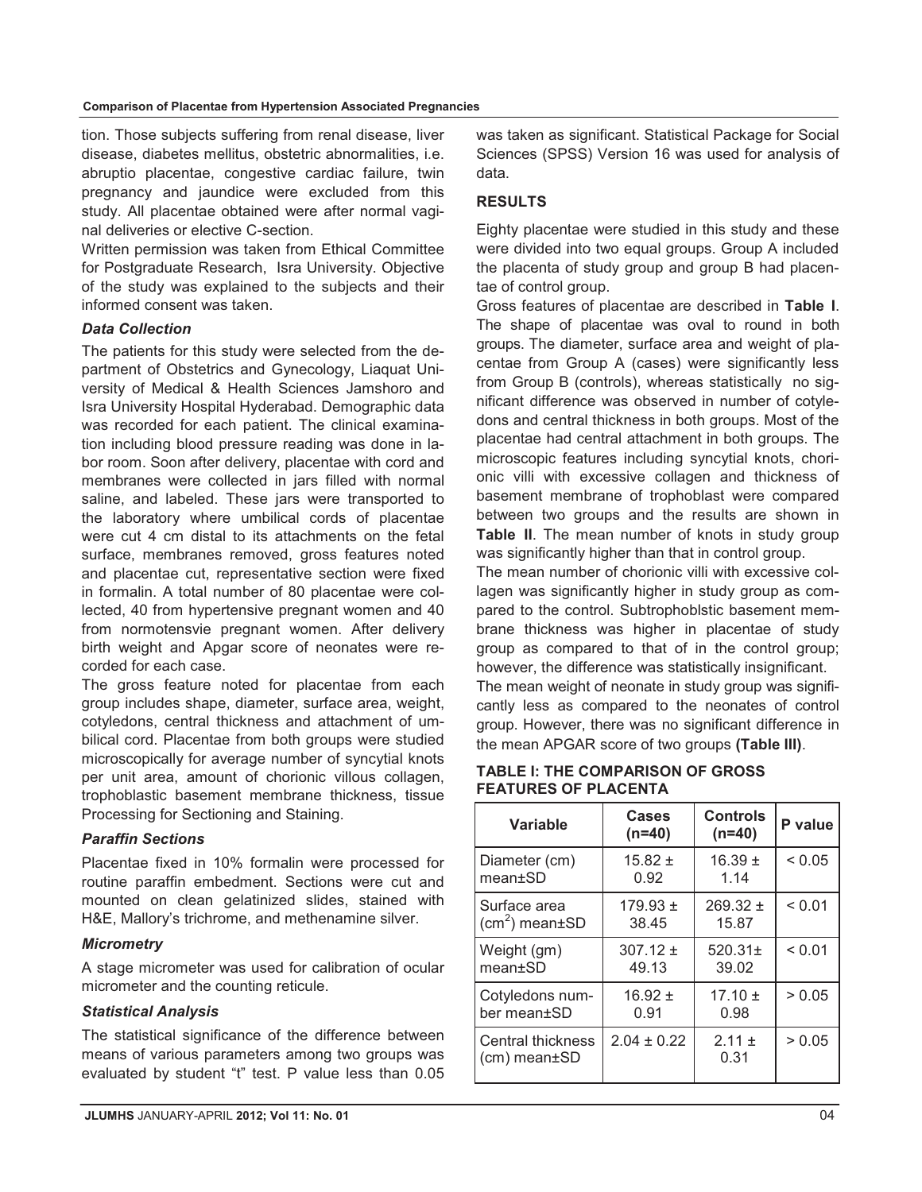tion. Those subjects suffering from renal disease, liver disease, diabetes mellitus, obstetric abnormalities, i.e. abruptio placentae, congestive cardiac failure, twin pregnancy and jaundice were excluded from this study. All placentae obtained were after normal vaginal deliveries or elective C-section.

Written permission was taken from Ethical Committee for Postgraduate Research, Isra University. Objective of the study was explained to the subjects and their informed consent was taken.

### *Data Collection*

The patients for this study were selected from the department of Obstetrics and Gynecology, Liaquat University of Medical & Health Sciences Jamshoro and Isra University Hospital Hyderabad. Demographic data was recorded for each patient. The clinical examination including blood pressure reading was done in labor room. Soon after delivery, placentae with cord and membranes were collected in jars filled with normal saline, and labeled. These jars were transported to the laboratory where umbilical cords of placentae were cut 4 cm distal to its attachments on the fetal surface, membranes removed, gross features noted and placentae cut, representative section were fixed in formalin. A total number of 80 placentae were collected, 40 from hypertensive pregnant women and 40 from normotensvie pregnant women. After delivery birth weight and Apgar score of neonates were recorded for each case.

The gross feature noted for placentae from each group includes shape, diameter, surface area, weight, cotyledons, central thickness and attachment of umbilical cord. Placentae from both groups were studied microscopically for average number of syncytial knots per unit area, amount of chorionic villous collagen, trophoblastic basement membrane thickness, tissue Processing for Sectioning and Staining.

### *Paraffin Sections*

Placentae fixed in 10% formalin were processed for routine paraffin embedment. Sections were cut and mounted on clean gelatinized slides, stained with H&E, Mallory's trichrome, and methenamine silver.

### *Micrometry*

A stage micrometer was used for calibration of ocular micrometer and the counting reticule.

### *Statistical Analysis*

The statistical significance of the difference between means of various parameters among two groups was evaluated by student "t" test. P value less than 0.05 was taken as significant. Statistical Package for Social Sciences (SPSS) Version 16 was used for analysis of data.

## RESULTS

Eighty placentae were studied in this study and these were divided into two equal groups. Group A included the placenta of study group and group B had placentae of control group.

Gross features of placentae are described in **Table I**. The shape of placentae was oval to round in both groups. The diameter, surface area and weight of placentae from Group A (cases) were significantly less from Group B (controls), whereas statistically no significant difference was observed in number of cotyledons and central thickness in both groups. Most of the placentae had central attachment in both groups. The microscopic features including syncytial knots, chorionic villi with excessive collagen and thickness of basement membrane of trophoblast were compared between two groups and the results are shown in **Table II**. The mean number of knots in study group was significantly higher than that in control group.

The mean number of chorionic villi with excessive collagen was significantly higher in study group as compared to the control. Subtrophoblstic basement membrane thickness was higher in placentae of study group as compared to that of in the control group; however, the difference was statistically insignificant.

The mean weight of neonate in study group was significantly less as compared to the neonates of control group. However, there was no significant difference in the mean APGAR score of two groups **(Table III)**.

**TABLE I: THE COMPARISON OF GROSS FEATURES OF PLACENTA**

| Variable | Cases (n=40) | Controls (n=40) | P value |
|---|---|---|---|
| Diameter (cm) mean±SD | 15.82 ± 0.92 | 16.39 ± 1.14 | < 0.05 |
| Surface area ($cm^2$) mean±SD | 179.93 ± 38.45 | 269.32 ± 15.87 | < 0.01 |
| Weight (gm) mean±SD | 307.12 ± 49.13 | 520.31± 39.02 | < 0.01 |
| Cotyledons number mean±SD | 16.92 ± 0.91 | 17.10 ± 0.98 | > 0.05 |
| Central thickness (cm) mean±SD | 2.04 ± 0.22 | 2.11 ± 0.31 | > 0.05 |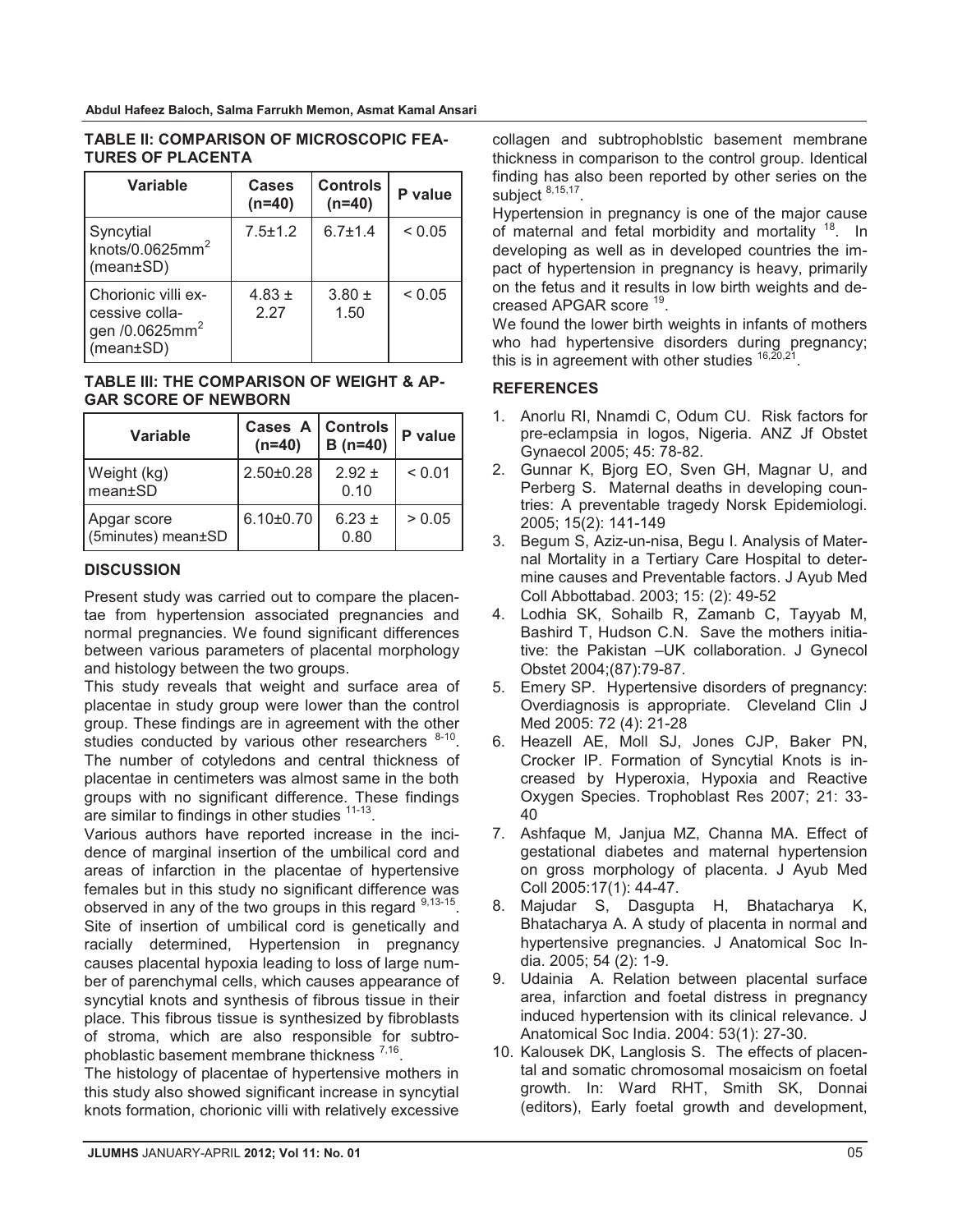**TABLE II: COMPARISON OF MICROSCOPIC FEATURES OF PLACENTA**

| Variable | Cases (n=40) | Controls (n=40) | P value |
|---|---|---|---|
| Syncytial knots/0.0625mm$^2$ (mean±SD) | 7.5±1.2 | 6.7±1.4 | < 0.05 |
| Chorionic villi excessive collagen /0.0625mm$^2$ (mean±SD) | 4.83 ± 2.27 | 3.80 ± 1.50 | < 0.05 |

**TABLE III: THE COMPARISON OF WEIGHT & APGAR SCORE OF NEWBORN**

| Variable | Cases A (n=40) | Controls B (n=40) | P value |
|---|---|---|---|
| Weight (kg) mean±SD | 2.50±0.28 | 2.92 ± 0.10 | < 0.01 |
| Apgar score (5minutes) mean±SD | 6.10±0.70 | 6.23 ± 0.80 | > 0.05 |

## DISCUSSION

Present study was carried out to compare the placentae from hypertension associated pregnancies and normal pregnancies. We found significant differences between various parameters of placental morphology and histology between the two groups.

This study reveals that weight and surface area of placentae in study group were lower than the control group. These findings are in agreement with the other studies conducted by various other researchers [8-10]. The number of cotyledons and central thickness of placentae in centimeters was almost same in the both groups with no significant difference. These findings are similar to findings in other studies [11-13].

Various authors have reported increase in the incidence of marginal insertion of the umbilical cord and areas of infarction in the placentae of hypertensive females but in this study no significant difference was observed in any of the two groups in this regard [9,13-15]. Site of insertion of umbilical cord is genetically and racially determined, Hypertension in pregnancy causes placental hypoxia leading to loss of large number of parenchymal cells, which causes appearance of syncytial knots and synthesis of fibrous tissue in their place. This fibrous tissue is synthesized by fibroblasts of stroma, which are also responsible for subtrophoblastic basement membrane thickness [7,16].

The histology of placentae of hypertensive mothers in this study also showed significant increase in syncytial knots formation, chorionic villi with relatively excessive collagen and subtrophoblstic basement membrane thickness in comparison to the control group. Identical finding has also been reported by other series on the subject [8,15,17].

Hypertension in pregnancy is one of the major cause of maternal and fetal morbidity and mortality [18]. In developing as well as in developed countries the impact of hypertension in pregnancy is heavy, primarily on the fetus and it results in low birth weights and decreased APGAR score [19].

We found the lower birth weights in infants of mothers who had hypertensive disorders during pregnancy; this is in agreement with other studies [16,20,21].

## REFERENCES

1. Anorlu RI, Nnamdi C, Odum CU. Risk factors for pre-eclampsia in logos, Nigeria. ANZ Jf Obstet Gynaecol 2005; 45: 78-82.
2. Gunnar K, Bjorg EO, Sven GH, Magnar U, and Perberg S. Maternal deaths in developing countries: A preventable tragedy Norsk Epidemiologi. 2005; 15(2): 141-149
3. Begum S, Aziz-un-nisa, Begu I. Analysis of Maternal Mortality in a Tertiary Care Hospital to determine causes and Preventable factors. J Ayub Med Coll Abbottabad. 2003; 15: (2): 49-52
4. Lodhia SK, Sohailb R, Zamanb C, Tayyab M, Bashird T, Hudson C.N. Save the mothers initiative: the Pakistan –UK collaboration. J Gynecol Obstet 2004;(87):79-87.
5. Emery SP. Hypertensive disorders of pregnancy: Overdiagnosis is appropriate. Cleveland Clin J Med 2005: 72 (4): 21-28
6. Heazell AE, Moll SJ, Jones CJP, Baker PN, Crocker IP. Formation of Syncytial Knots is increased by Hyperoxia, Hypoxia and Reactive Oxygen Species. Trophoblast Res 2007; 21: 33-40
7. Ashfaque M, Janjua MZ, Channa MA. Effect of gestational diabetes and maternal hypertension on gross morphology of placenta. J Ayub Med Coll 2005:17(1): 44-47.
8. Majudar S, Dasgupta H, Bhatacharya K, Bhatacharya A. A study of placenta in normal and hypertensive pregnancies. J Anatomical Soc India. 2005; 54 (2): 1-9.
9. Udainia A. Relation between placental surface area, infarction and foetal distress in pregnancy induced hypertension with its clinical relevance. J Anatomical Soc India. 2004: 53(1): 27-30.
10. Kalousek DK, Langlosis S. The effects of placental and somatic chromosomal mosaicism on foetal growth. In: Ward RHT, Smith SK, Donnai (editors), Early foetal growth and development,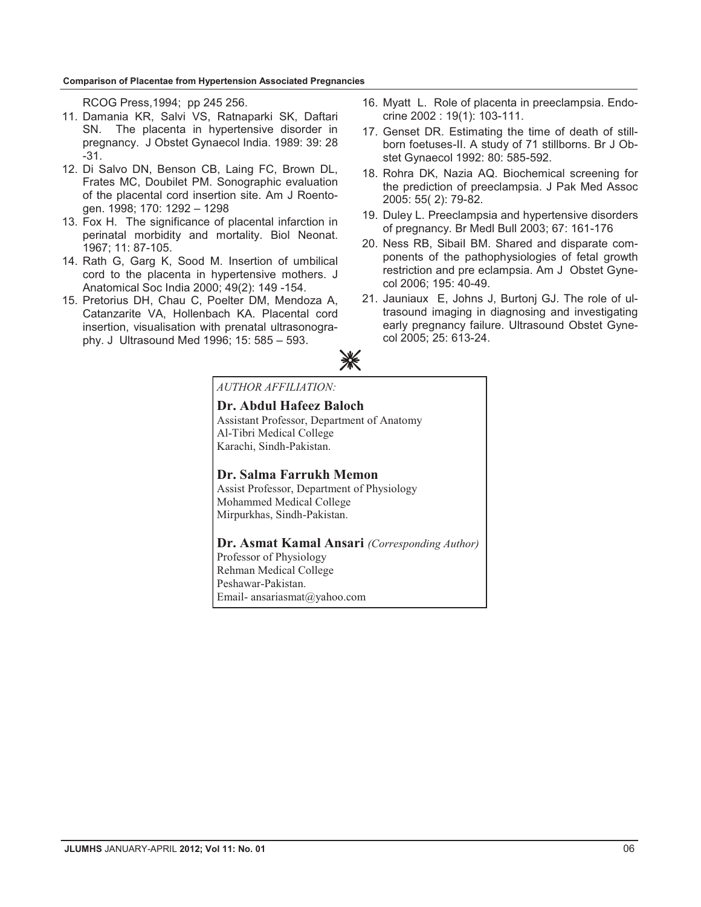RCOG Press,1994; pp 245 256.

11. Damania KR, Salvi VS, Ratnaparki SK, Daftari SN. The placenta in hypertensive disorder in pregnancy. J Obstet Gynaecol India. 1989: 39: 28 -31.
12. Di Salvo DN, Benson CB, Laing FC, Brown DL, Frates MC, Doubilet PM. Sonographic evaluation of the placental cord insertion site. Am J Roentogen. 1998; 170: 1292 – 1298
13. Fox H. The significance of placental infarction in perinatal morbidity and mortality. Biol Neonat. 1967; 11: 87-105.
14. Rath G, Garg K, Sood M. Insertion of umbilical cord to the placenta in hypertensive mothers. J Anatomical Soc India 2000; 49(2): 149 -154.
15. Pretorius DH, Chau C, Poelter DM, Mendoza A, Catanzarite VA, Hollenbach KA. Placental cord insertion, visualisation with prenatal ultrasonography. J Ultrasound Med 1996; 15: 585 – 593.
16. Myatt L. Role of placenta in preeclampsia. Endocrine 2002 : 19(1): 103-111.
17. Genset DR. Estimating the time of death of stillborn foetuses-II. A study of 71 stillborns. Br J Obstet Gynaecol 1992: 80: 585-592.
18. Rohra DK, Nazia AQ. Biochemical screening for the prediction of preeclampsia. J Pak Med Assoc 2005: 55( 2): 79-82.
19. Duley L. Preeclampsia and hypertensive disorders of pregnancy. Br Medl Bull 2003; 67: 161-176
20. Ness RB, Sibail BM. Shared and disparate components of the pathophysiologies of fetal growth restriction and pre eclampsia. Am J Obstet Gynecol 2006; 195: 40-49.
21. Jauniaux E, Johns J, Burtonj GJ. The role of ultrasound imaging in diagnosing and investigating early pregnancy failure. Ultrasound Obstet Gynecol 2005; 25: 613-24.

*AUTHOR AFFILIATION:*

**Dr. Abdul Hafeez Baloch**
Assistant Professor, Department of Anatomy
Al-Tibri Medical College
Karachi, Sindh-Pakistan.

**Dr. Salma Farrukh Memon**
Assist Professor, Department of Physiology
Mohammed Medical College
Mirpurkhas, Sindh-Pakistan.

**Dr. Asmat Kamal Ansari** *(Corresponding Author)*
Professor of Physiology
Rehman Medical College
Peshawar-Pakistan.
Email- ansariasmat@yahoo.com